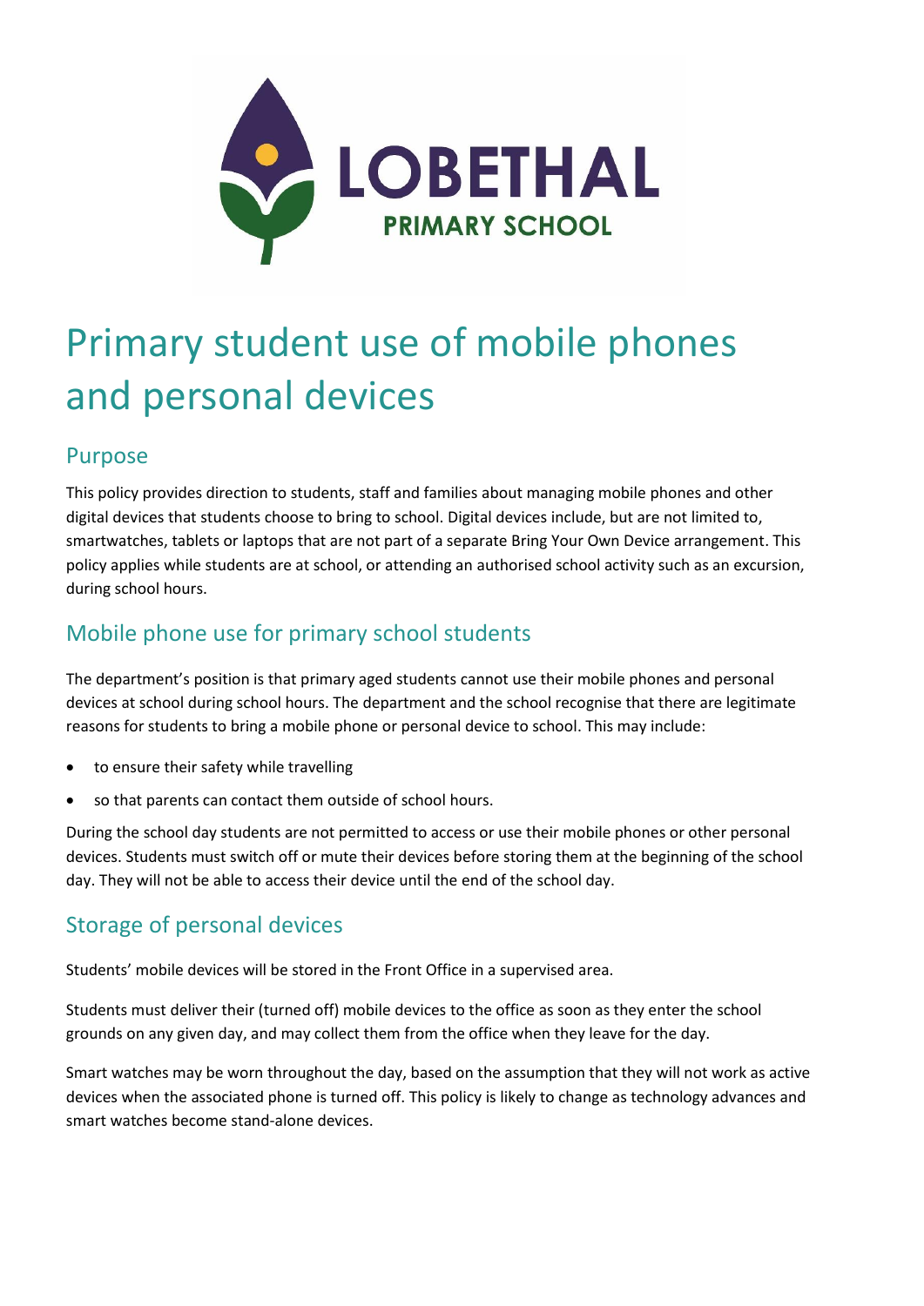LOBETHAL PRIMARY SCHOOL

# Primary student use of mobile phones and personal devices

## Purpose

This policy provides direction to students, staff and families about managing mobile phones and other digital devices that students choose to bring to school. Digital devices include, but are not limited to, smartwatches, tablets or laptops that are not part of a separate Bring Your Own Device arrangement. This policy applies while students are at school, or attending an authorised school activity such as an excursion, during school hours.

## Mobile phone use for primary school students

The department's position is that primary aged students cannot use their mobile phones and personal devices at school during school hours. The department and the school recognise that there are legitimate reasons for students to bring a mobile phone or personal device to school. This may include:

- to ensure their safety while travelling
- so that parents can contact them outside of school hours.

During the school day students are not permitted to access or use their mobile phones or other personal devices. Students must switch off or mute their devices before storing them at the beginning of the school day. They will not be able to access their device until the end of the school day.

## Storage of personal devices

Students' mobile devices will be stored in the Front Office in a supervised area.

Students must deliver their (turned off) mobile devices to the office as soon as they enter the school grounds on any given day, and may collect them from the office when they leave for the day.

Smart watches may be worn throughout the day, based on the assumption that they will not work as active devices when the associated phone is turned off. This policy is likely to change as technology advances and smart watches become stand-alone devices.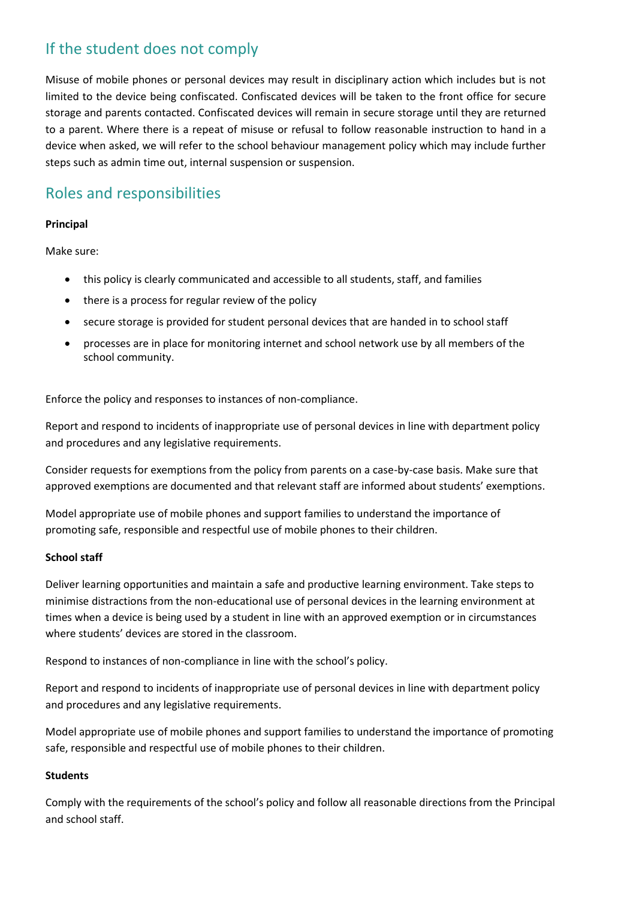## If the student does not comply

Misuse of mobile phones or personal devices may result in disciplinary action which includes but is not limited to the device being confiscated. Confiscated devices will be taken to the front office for secure storage and parents contacted. Confiscated devices will remain in secure storage until they are returned to a parent. Where there is a repeat of misuse or refusal to follow reasonable instruction to hand in a device when asked, we will refer to the school behaviour management policy which may include further steps such as admin time out, internal suspension or suspension.

## Roles and responsibilities

**Principal**

Make sure:

- this policy is clearly communicated and accessible to all students, staff, and families
- there is a process for regular review of the policy
- secure storage is provided for student personal devices that are handed in to school staff
- processes are in place for monitoring internet and school network use by all members of the school community.

Enforce the policy and responses to instances of non-compliance.

Report and respond to incidents of inappropriate use of personal devices in line with department policy and procedures and any legislative requirements.

Consider requests for exemptions from the policy from parents on a case-by-case basis. Make sure that approved exemptions are documented and that relevant staff are informed about students' exemptions.

Model appropriate use of mobile phones and support families to understand the importance of promoting safe, responsible and respectful use of mobile phones to their children.

**School staff**

Deliver learning opportunities and maintain a safe and productive learning environment. Take steps to minimise distractions from the non-educational use of personal devices in the learning environment at times when a device is being used by a student in line with an approved exemption or in circumstances where students' devices are stored in the classroom.

Respond to instances of non-compliance in line with the school's policy.

Report and respond to incidents of inappropriate use of personal devices in line with department policy and procedures and any legislative requirements.

Model appropriate use of mobile phones and support families to understand the importance of promoting safe, responsible and respectful use of mobile phones to their children.

**Students**

Comply with the requirements of the school's policy and follow all reasonable directions from the Principal and school staff.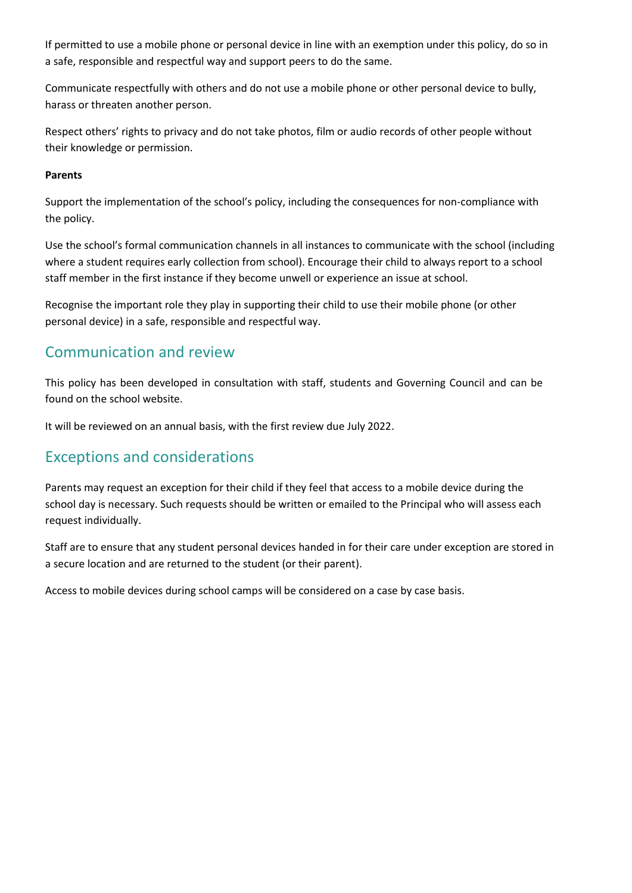If permitted to use a mobile phone or personal device in line with an exemption under this policy, do so in a safe, responsible and respectful way and support peers to do the same.

Communicate respectfully with others and do not use a mobile phone or other personal device to bully, harass or threaten another person.

Respect others' rights to privacy and do not take photos, film or audio records of other people without their knowledge or permission.

**Parents**

Support the implementation of the school's policy, including the consequences for non-compliance with the policy.

Use the school's formal communication channels in all instances to communicate with the school (including where a student requires early collection from school). Encourage their child to always report to a school staff member in the first instance if they become unwell or experience an issue at school.

Recognise the important role they play in supporting their child to use their mobile phone (or other personal device) in a safe, responsible and respectful way.

## Communication and review

This policy has been developed in consultation with staff, students and Governing Council and can be found on the school website.

It will be reviewed on an annual basis, with the first review due July 2022.

## Exceptions and considerations

Parents may request an exception for their child if they feel that access to a mobile device during the school day is necessary. Such requests should be written or emailed to the Principal who will assess each request individually.

Staff are to ensure that any student personal devices handed in for their care under exception are stored in a secure location and are returned to the student (or their parent).

Access to mobile devices during school camps will be considered on a case by case basis.